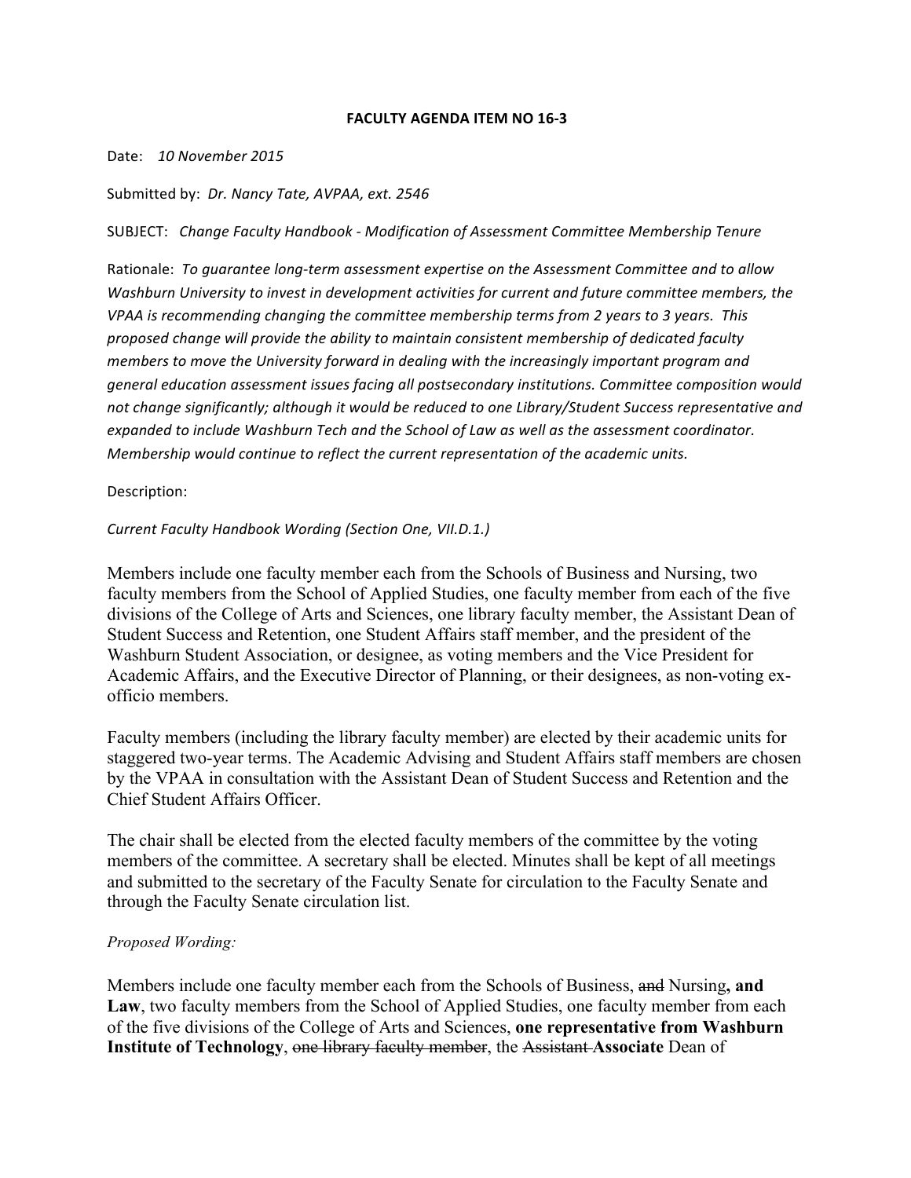**FACULTY AGENDA ITEM NO 16-3**

Date: *10 November 2015*

Submitted by: *Dr. Nancy Tate, AVPAA, ext. 2546*

SUBJECT: *Change Faculty Handbook - Modification of Assessment Committee Membership Tenure*

Rationale: *To guarantee long-term assessment expertise on the Assessment Committee and to allow Washburn University to invest in development activities for current and future committee members, the VPAA is recommending changing the committee membership terms from 2 years to 3 years. This proposed change will provide the ability to maintain consistent membership of dedicated faculty members to move the University forward in dealing with the increasingly important program and general education assessment issues facing all postsecondary institutions. Committee composition would not change significantly; although it would be reduced to one Library/Student Success representative and expanded to include Washburn Tech and the School of Law as well as the assessment coordinator. Membership would continue to reflect the current representation of the academic units.*

Description:

*Current Faculty Handbook Wording (Section One, VII.D.1.)*

Members include one faculty member each from the Schools of Business and Nursing, two faculty members from the School of Applied Studies, one faculty member from each of the five divisions of the College of Arts and Sciences, one library faculty member, the Assistant Dean of Student Success and Retention, one Student Affairs staff member, and the president of the Washburn Student Association, or designee, as voting members and the Vice President for Academic Affairs, and the Executive Director of Planning, or their designees, as non-voting ex-officio members.

Faculty members (including the library faculty member) are elected by their academic units for staggered two-year terms. The Academic Advising and Student Affairs staff members are chosen by the VPAA in consultation with the Assistant Dean of Student Success and Retention and the Chief Student Affairs Officer.

The chair shall be elected from the elected faculty members of the committee by the voting members of the committee. A secretary shall be elected. Minutes shall be kept of all meetings and submitted to the secretary of the Faculty Senate for circulation to the Faculty Senate and through the Faculty Senate circulation list.

*Proposed Wording:*

Members include one faculty member each from the Schools of Business, ~~and~~ Nursing**, and Law**, two faculty members from the School of Applied Studies, one faculty member from each of the five divisions of the College of Arts and Sciences, **one representative from Washburn Institute of Technology**, ~~one library faculty member~~, the ~~Assistant~~ **Associate** Dean of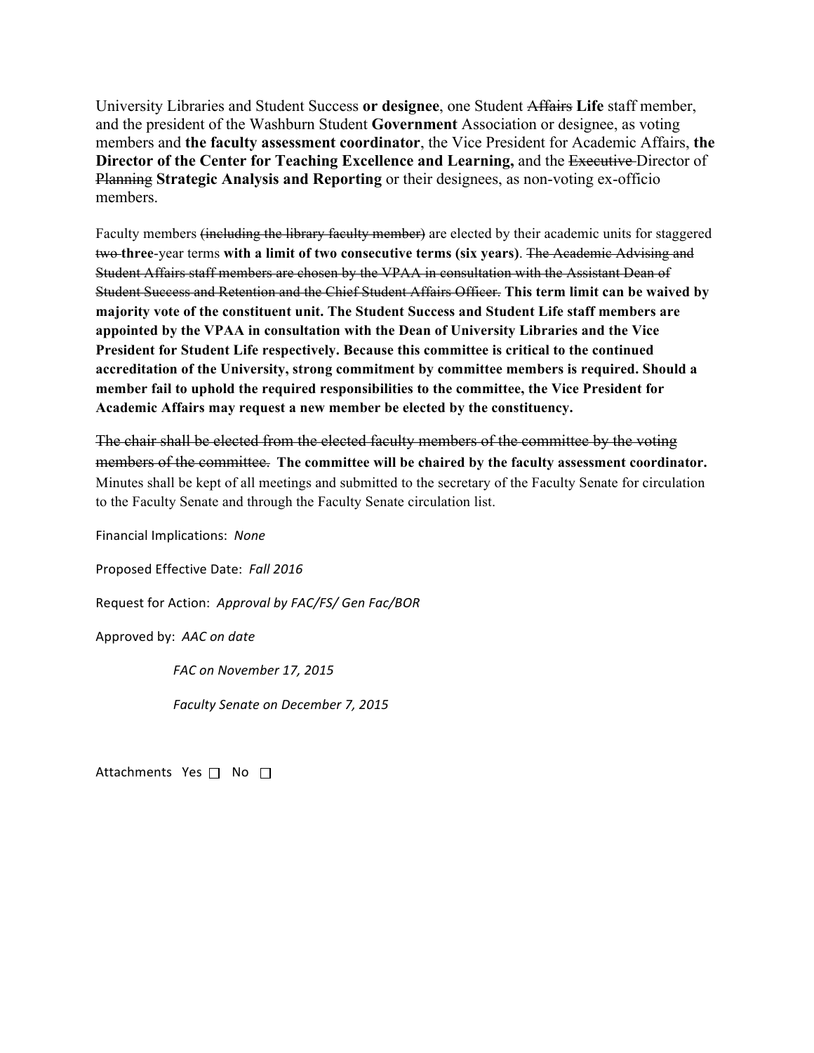University Libraries and Student Success **or designee**, one Student ~~Affairs~~ **Life** staff member, and the president of the Washburn Student **Government** Association or designee, as voting members and **the faculty assessment coordinator**, the Vice President for Academic Affairs, **the Director of the Center for Teaching Excellence and Learning,** and the ~~Executive~~ Director of ~~Planning~~ **Strategic Analysis and Reporting** or their designees, as non-voting ex-officio members.

Faculty members ~~(including the library faculty member)~~ are elected by their academic units for staggered ~~two~~ **three**-year terms **with a limit of two consecutive terms (six years)**. ~~The Academic Advising and Student Affairs staff members are chosen by the VPAA in consultation with the Assistant Dean of Student Success and Retention and the Chief Student Affairs Officer.~~ **This term limit can be waived by majority vote of the constituent unit. The Student Success and Student Life staff members are appointed by the VPAA in consultation with the Dean of University Libraries and the Vice President for Student Life respectively. Because this committee is critical to the continued accreditation of the University, strong commitment by committee members is required. Should a member fail to uphold the required responsibilities to the committee, the Vice President for Academic Affairs may request a new member be elected by the constituency.**

~~The chair shall be elected from the elected faculty members of the committee by the voting members of the committee.~~ **The committee will be chaired by the faculty assessment coordinator.** Minutes shall be kept of all meetings and submitted to the secretary of the Faculty Senate for circulation to the Faculty Senate and through the Faculty Senate circulation list.

Financial Implications: *None*

Proposed Effective Date: *Fall 2016*

Request for Action: *Approval by FAC/FS/ Gen Fac/BOR*

Approved by: *AAC on date*

*FAC on November 17, 2015*

*Faculty Senate on December 7, 2015*

Attachments Yes ☐ No ☐